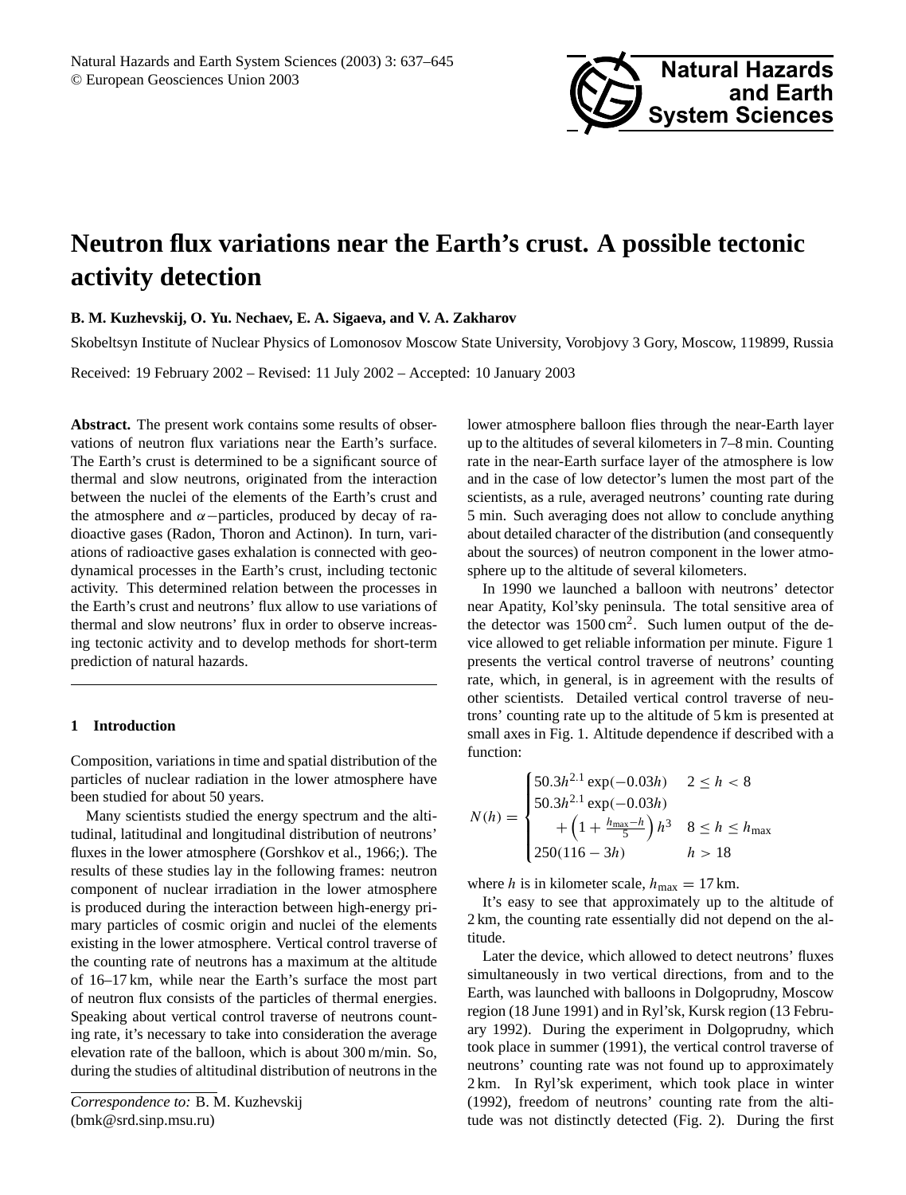# Neutron flux variations near the Earth's crust. A possible tectonic activity detection

**B. M. Kuzhevskij, O. Yu. Nechaev, E. A. Sigaeva, and V. A. Zakharov**

Skobeltsyn Institute of Nuclear Physics of Lomonosov Moscow State University, Vorobjovy 3 Gory, Moscow, 119899, Russia

Received: 19 February 2002 – Revised: 11 July 2002 – Accepted: 10 January 2003

**Abstract.** The present work contains some results of observations of neutron flux variations near the Earth's surface. The Earth's crust is determined to be a significant source of thermal and slow neutrons, originated from the interaction between the nuclei of the elements of the Earth's crust and the atmosphere and $\alpha-$particles, produced by decay of radioactive gases (Radon, Thoron and Actinon). In turn, variations of radioactive gases exhalation is connected with geodynamical processes in the Earth's crust, including tectonic activity. This determined relation between the processes in the Earth's crust and neutrons' flux allow to use variations of thermal and slow neutrons' flux in order to observe increasing tectonic activity and to develop methods for short-term prediction of natural hazards.

## 1 Introduction

Composition, variations in time and spatial distribution of the particles of nuclear radiation in the lower atmosphere have been studied for about 50 years.

Many scientists studied the energy spectrum and the altitudinal, latitudinal and longitudinal distribution of neutrons' fluxes in the lower atmosphere (Gorshkov et al., 1966;). The results of these studies lay in the following frames: neutron component of nuclear irradiation in the lower atmosphere is produced during the interaction between high-energy primary particles of cosmic origin and nuclei of the elements existing in the lower atmosphere. Vertical control traverse of the counting rate of neutrons has a maximum at the altitude of 16–17 km, while near the Earth's surface the most part of neutron flux consists of the particles of thermal energies. Speaking about vertical control traverse of neutrons counting rate, it's necessary to take into consideration the average elevation rate of the balloon, which is about 300 m/min. So, during the studies of altitudinal distribution of neutrons in the lower atmosphere balloon flies through the near-Earth layer up to the altitudes of several kilometers in 7–8 min. Counting rate in the near-Earth surface layer of the atmosphere is low and in the case of low detector's lumen the most part of the scientists, as a rule, averaged neutrons' counting rate during 5 min. Such averaging does not allow to conclude anything about detailed character of the distribution (and consequently about the sources) of neutron component in the lower atmosphere up to the altitude of several kilometers.

In 1990 we launched a balloon with neutrons' detector near Apatity, Kol'sky peninsula. The total sensitive area of the detector was $1500\,\mathrm{cm}^2$. Such lumen output of the device allowed to get reliable information per minute. Figure 1 presents the vertical control traverse of neutrons' counting rate, which, in general, is in agreement with the results of other scientists. Detailed vertical control traverse of neutrons' counting rate up to the altitude of 5 km is presented at small axes in Fig. 1. Altitude dependence if described with a function:

$$N(h) = \begin{cases} 50.3h^{2.1}\exp(-0.03h) & 2 \le h < 8 \\ 50.3h^{2.1}\exp(-0.03h) & \\ \quad + \left(1 + \frac{h_{\max}-h}{5}\right)h^3 & 8 \le h \le h_{\max} \\ 250(116-3h) & h > 18 \end{cases}$$

where $h$ is in kilometer scale, $h_{\max} = 17$ km.

It's easy to see that approximately up to the altitude of 2 km, the counting rate essentially did not depend on the altitude.

Later the device, which allowed to detect neutrons' fluxes simultaneously in two vertical directions, from and to the Earth, was launched with balloons in Dolgoprudny, Moscow region (18 June 1991) and in Ryl'sk, Kursk region (13 February 1992). During the experiment in Dolgoprudny, which took place in summer (1991), the vertical control traverse of neutrons' counting rate was not found up to approximately 2 km. In Ryl'sk experiment, which took place in winter (1992), freedom of neutrons' counting rate from the altitude was not distinctly detected (Fig. 2). During the first

*Correspondence to:* B. M. Kuzhevskij (bmk@srd.sinp.msu.ru)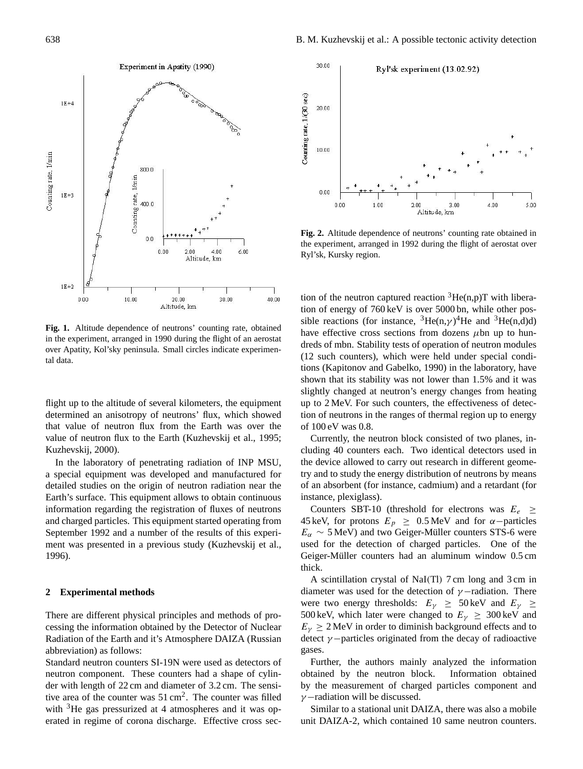Fig. 1. Altitude dependence of neutrons' counting rate, obtained in the experiment, arranged in 1990 during the flight of an aerostat over Apatity, Kol'sky peninsula. Small circles indicate experimental data.

Fig. 2. Altitude dependence of neutrons' counting rate obtained in the experiment, arranged in 1992 during the flight of aerostat over Ryl'sk, Kursky region.

flight up to the altitude of several kilometers, the equipment determined an anisotropy of neutrons' flux, which showed that value of neutron flux from the Earth was over the value of neutron flux to the Earth (Kuzhevskij et al., 1995; Kuzhevskij, 2000).

In the laboratory of penetrating radiation of INP MSU, a special equipment was developed and manufactured for detailed studies on the origin of neutron radiation near the Earth's surface. This equipment allows to obtain continuous information regarding the registration of fluxes of neutrons and charged particles. This equipment started operating from September 1992 and a number of the results of this experiment was presented in a previous study (Kuzhevskij et al., 1996).

## 2 Experimental methods

There are different physical principles and methods of processing the information obtained by the Detector of Nuclear Radiation of the Earth and it's Atmosphere DAIZA (Russian abbreviation) as follows:

Standard neutron counters SI-19N were used as detectors of neutron component. These counters had a shape of cylinder with length of 22 cm and diameter of 3.2 cm. The sensitive area of the counter was 51 $cm^2$. The counter was filled with $^3He$ gas pressurized at 4 atmospheres and it was operated in regime of corona discharge. Effective cross section of the neutron captured reaction $^3He(n,p)T$ with liberation of energy of 760 keV is over 5000 bn, while other possible reactions (for instance, $^3He(n,\gamma)^4He$ and $^3He(n,d)d$) have effective cross sections from dozens $\mu$bn up to hundreds of mbn. Stability tests of operation of neutron modules (12 such counters), which were held under special conditions (Kapitonov and Gabelko, 1990) in the laboratory, have shown that its stability was not lower than 1.5% and it was slightly changed at neutron's energy changes from heating up to 2 MeV. For such counters, the effectiveness of detection of neutrons in the ranges of thermal region up to energy of 100 eV was 0.8.

Currently, the neutron block consisted of two planes, including 40 counters each. Two identical detectors used in the device allowed to carry out research in different geometry and to study the energy distribution of neutrons by means of an absorbent (for instance, cadmium) and a retardant (for instance, plexiglass).

Counters SBT-10 (threshold for electrons was $E_e \geq$ 45 keV, for protons $E_p \geq 0.5$ MeV and for $\alpha-$particles $E_\alpha \sim 5$ MeV) and two Geiger-Müller counters STS-6 were used for the detection of charged particles. One of the Geiger-Müller counters had an aluminum window 0.5 cm thick.

A scintillation crystal of NaI(Tl) 7 cm long and 3 cm in diameter was used for the detection of $\gamma-$radiation. There were two energy thresholds: $E_\gamma \geq 50$ keV and $E_\gamma \geq$ 500 keV, which later were changed to $E_\gamma \geq 300$ keV and $E_\gamma \geq 2$ MeV in order to diminish background effects and to detect $\gamma-$particles originated from the decay of radioactive gases.

Further, the authors mainly analyzed the information obtained by the neutron block. Information obtained by the measurement of charged particles component and $\gamma-$radiation will be discussed.

Similar to a stational unit DAIZA, there was also a mobile unit DAIZA-2, which contained 10 same neutron counters.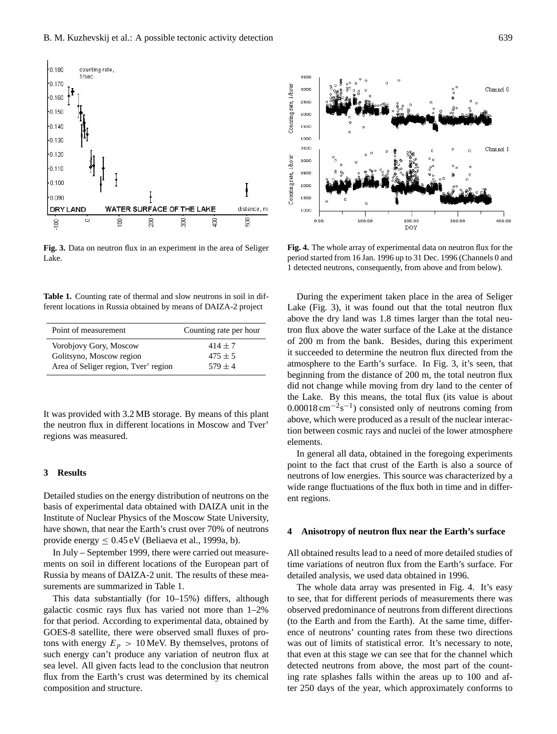**Fig. 3.** Data on neutron flux in an experiment in the area of Seliger Lake.

**Fig. 4.** The whole array of experimental data on neutron flux for the period started from 16 Jan. 1996 up to 31 Dec. 1996 (Channels 0 and 1 detected neutrons, consequently, from above and from below).

**Table 1.** Counting rate of thermal and slow neutrons in soil in different locations in Russia obtained by means of DAIZA-2 project

| Point of measurement | Counting rate per hour |
|---|---|
| Vorobjovy Gory, Moscow | $414 \pm 7$ |
| Golitsyno, Moscow region | $475 \pm 5$ |
| Area of Seliger region, Tver' region | $579 \pm 4$ |

It was provided with 3.2 MB storage. By means of this plant the neutron flux in different locations in Moscow and Tver' regions was measured.

## 3 Results

Detailed studies on the energy distribution of neutrons on the basis of experimental data obtained with DAIZA unit in the Institute of Nuclear Physics of the Moscow State University, have shown, that near the Earth's crust over 70% of neutrons provide energy $\leq 0.45$ eV (Beliaeva et al., 1999a, b).

In July – September 1999, there were carried out measurements on soil in different locations of the European part of Russia by means of DAIZA-2 unit. The results of these measurements are summarized in Table 1.

This data substantially (for 10–15%) differs, although galactic cosmic rays flux has varied not more than 1–2% for that period. According to experimental data, obtained by GOES-8 satellite, there were observed small fluxes of protons with energy $E_p > 10$ MeV. By themselves, protons of such energy can't produce any variation of neutron flux at sea level. All given facts lead to the conclusion that neutron flux from the Earth's crust was determined by its chemical composition and structure.

During the experiment taken place in the area of Seliger Lake (Fig. 3), it was found out that the total neutron flux above the dry land was 1.8 times larger than the total neutron flux above the water surface of the Lake at the distance of 200 m from the bank. Besides, during this experiment it succeeded to determine the neutron flux directed from the atmosphere to the Earth's surface. In Fig. 3, it's seen, that beginning from the distance of 200 m, the total neutron flux did not change while moving from dry land to the center of the Lake. By this means, the total flux (its value is about $0.00018\,\mathrm{cm}^{-2}\mathrm{s}^{-1}$) consisted only of neutrons coming from above, which were produced as a result of the nuclear interaction between cosmic rays and nuclei of the lower atmosphere elements.

In general all data, obtained in the foregoing experiments point to the fact that crust of the Earth is also a source of neutrons of low energies. This source was characterized by a wide range fluctuations of the flux both in time and in different regions.

## 4 Anisotropy of neutron flux near the Earth's surface

All obtained results lead to a need of more detailed studies of time variations of neutron flux from the Earth's surface. For detailed analysis, we used data obtained in 1996.

The whole data array was presented in Fig. 4. It's easy to see, that for different periods of measurements there was observed predominance of neutrons from different directions (to the Earth and from the Earth). At the same time, difference of neutrons' counting rates from these two directions was out of limits of statistical error. It's necessary to note, that even at this stage we can see that for the channel which detected neutrons from above, the most part of the counting rate splashes falls within the areas up to 100 and after 250 days of the year, which approximately conforms to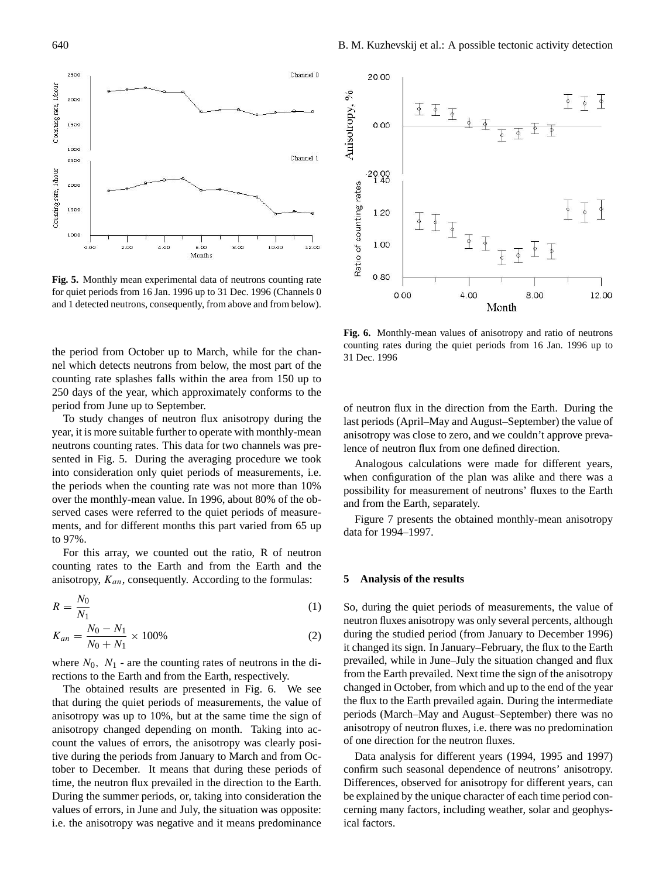**Fig. 5.** Monthly mean experimental data of neutrons counting rate for quiet periods from 16 Jan. 1996 up to 31 Dec. 1996 (Channels 0 and 1 detected neutrons, consequently, from above and from below).

the period from October up to March, while for the channel which detects neutrons from below, the most part of the counting rate splashes falls within the area from 150 up to 250 days of the year, which approximately conforms to the period from June up to September.

To study changes of neutron flux anisotropy during the year, it is more suitable further to operate with monthly-mean neutrons counting rates. This data for two channels was presented in Fig. 5. During the averaging procedure we took into consideration only quiet periods of measurements, i.e. the periods when the counting rate was not more than 10% over the monthly-mean value. In 1996, about 80% of the observed cases were referred to the quiet periods of measurements, and for different months this part varied from 65 up to 97%.

For this array, we counted out the ratio, R of neutron counting rates to the Earth and from the Earth and the anisotropy, $K_{an}$, consequently. According to the formulas:

$$R = \frac{N_0}{N_1} \tag{1}$$

$$K_{an} = \frac{N_0 - N_1}{N_0 + N_1} \times 100\% \tag{2}$$

where $N_0$, $N_1$ - are the counting rates of neutrons in the directions to the Earth and from the Earth, respectively.

The obtained results are presented in Fig. 6. We see that during the quiet periods of measurements, the value of anisotropy was up to 10%, but at the same time the sign of anisotropy changed depending on month. Taking into account the values of errors, the anisotropy was clearly positive during the periods from January to March and from October to December. It means that during these periods of time, the neutron flux prevailed in the direction to the Earth. During the summer periods, or, taking into consideration the values of errors, in June and July, the situation was opposite: i.e. the anisotropy was negative and it means predominance of neutron flux in the direction from the Earth. During the last periods (April–May and August–September) the value of anisotropy was close to zero, and we couldn't approve prevalence of neutron flux from one defined direction.

**Fig. 6.** Monthly-mean values of anisotropy and ratio of neutrons counting rates during the quiet periods from 16 Jan. 1996 up to 31 Dec. 1996

Analogous calculations were made for different years, when configuration of the plan was alike and there was a possibility for measurement of neutrons' fluxes to the Earth and from the Earth, separately.

Figure 7 presents the obtained monthly-mean anisotropy data for 1994–1997.

## 5 Analysis of the results

So, during the quiet periods of measurements, the value of neutron fluxes anisotropy was only several percents, although during the studied period (from January to December 1996) it changed its sign. In January–February, the flux to the Earth prevailed, while in June–July the situation changed and flux from the Earth prevailed. Next time the sign of the anisotropy changed in October, from which and up to the end of the year the flux to the Earth prevailed again. During the intermediate periods (March–May and August–September) there was no anisotropy of neutron fluxes, i.e. there was no predomination of one direction for the neutron fluxes.

Data analysis for different years (1994, 1995 and 1997) confirm such seasonal dependence of neutrons' anisotropy. Differences, observed for anisotropy for different years, can be explained by the unique character of each time period concerning many factors, including weather, solar and geophysical factors.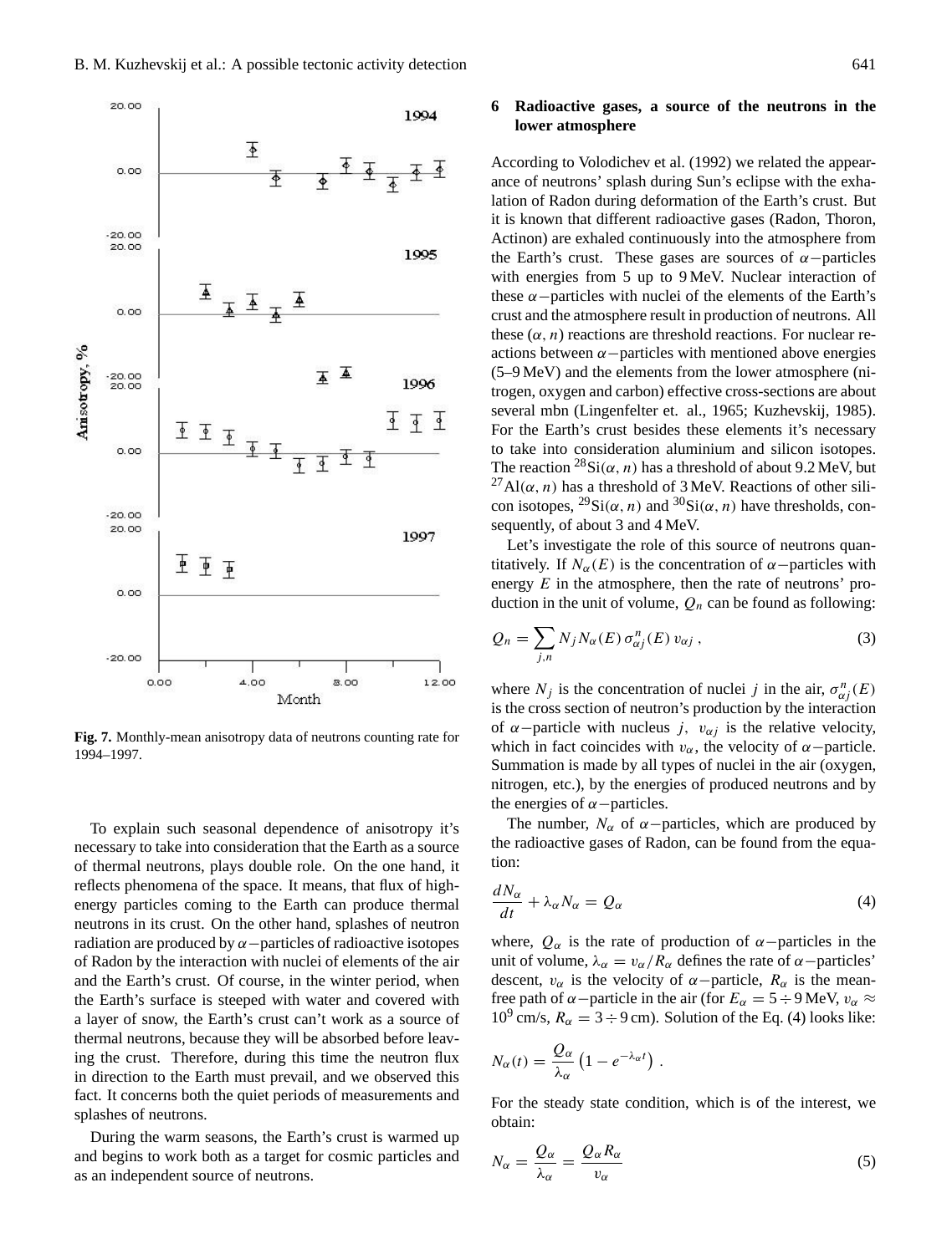Fig. 7. Monthly-mean anisotropy data of neutrons counting rate for 1994–1997.

To explain such seasonal dependence of anisotropy it's necessary to take into consideration that the Earth as a source of thermal neutrons, plays double role. On the one hand, it reflects phenomena of the space. It means, that flux of high-energy particles coming to the Earth can produce thermal neutrons in its crust. On the other hand, splashes of neutron radiation are produced by $\alpha-$particles of radioactive isotopes of Radon by the interaction with nuclei of elements of the air and the Earth's crust. Of course, in the winter period, when the Earth's surface is steeped with water and covered with a layer of snow, the Earth's crust can't work as a source of thermal neutrons, because they will be absorbed before leaving the crust. Therefore, during this time the neutron flux in direction to the Earth must prevail, and we observed this fact. It concerns both the quiet periods of measurements and splashes of neutrons.

During the warm seasons, the Earth's crust is warmed up and begins to work both as a target for cosmic particles and as an independent source of neutrons.

## 6 Radioactive gases, a source of the neutrons in the lower atmosphere

According to Volodichev et al. (1992) we related the appearance of neutrons' splash during Sun's eclipse with the exhalation of Radon during deformation of the Earth's crust. But it is known that different radioactive gases (Radon, Thoron, Actinon) are exhaled continuously into the atmosphere from the Earth's crust. These gases are sources of $\alpha-$particles with energies from 5 up to 9 MeV. Nuclear interaction of these $\alpha-$particles with nuclei of the elements of the Earth's crust and the atmosphere result in production of neutrons. All these $(\alpha, n)$ reactions are threshold reactions. For nuclear reactions between $\alpha-$particles with mentioned above energies (5–9 MeV) and the elements from the lower atmosphere (nitrogen, oxygen and carbon) effective cross-sections are about several mbn (Lingenfelter et. al., 1965; Kuzhevskij, 1985). For the Earth's crust besides these elements it's necessary to take into consideration aluminium and silicon isotopes. The reaction $^{28}\mathrm{Si}(\alpha, n)$ has a threshold of about 9.2 MeV, but $^{27}\mathrm{Al}(\alpha, n)$ has a threshold of 3 MeV. Reactions of other silicon isotopes, $^{29}\mathrm{Si}(\alpha, n)$ and $^{30}\mathrm{Si}(\alpha, n)$ have thresholds, consequently, of about 3 and 4 MeV.

Let's investigate the role of this source of neutrons quantitatively. If $N_\alpha(E)$ is the concentration of $\alpha-$particles with energy $E$ in the atmosphere, then the rate of neutrons' production in the unit of volume, $Q_n$ can be found as following:

$$Q_n = \sum_{j,n} N_j N_\alpha(E)\, \sigma^n_{\alpha j}(E)\, v_{\alpha j}\,, \tag{3}$$

where $N_j$ is the concentration of nuclei $j$ in the air, $\sigma^n_{\alpha j}(E)$ is the cross section of neutron's production by the interaction of $\alpha-$particle with nucleus $j$, $v_{\alpha j}$ is the relative velocity, which in fact coincides with $v_\alpha$, the velocity of $\alpha-$particle. Summation is made by all types of nuclei in the air (oxygen, nitrogen, etc.), by the energies of produced neutrons and by the energies of $\alpha-$particles.

The number, $N_\alpha$ of $\alpha-$particles, which are produced by the radioactive gases of Radon, can be found from the equation:

$$\frac{dN_\alpha}{dt} + \lambda_\alpha N_\alpha = Q_\alpha \tag{4}$$

where, $Q_\alpha$ is the rate of production of $\alpha-$particles in the unit of volume, $\lambda_\alpha = v_\alpha / R_\alpha$ defines the rate of $\alpha-$particles' descent, $v_\alpha$ is the velocity of $\alpha-$particle, $R_\alpha$ is the mean-free path of $\alpha-$particle in the air (for $E_\alpha = 5 \div 9$ MeV, $v_\alpha \approx 10^9$ cm/s, $R_\alpha = 3 \div 9$ cm). Solution of the Eq. (4) looks like:

$$N_\alpha(t) = \frac{Q_\alpha}{\lambda_\alpha}\left(1 - e^{-\lambda_\alpha t}\right).$$

For the steady state condition, which is of the interest, we obtain:

$$N_\alpha = \frac{Q_\alpha}{\lambda_\alpha} = \frac{Q_\alpha R_\alpha}{v_\alpha} \tag{5}$$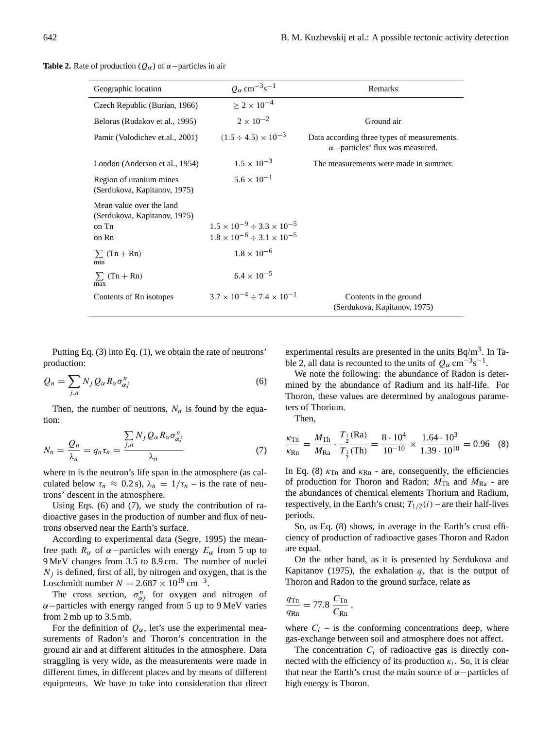**Table 2.** Rate of production ($Q_\alpha$) of $\alpha-$particles in air

| Geographic location | $Q_\alpha$ cm$^{-3}$s$^{-1}$ | Remarks |
|---|---|---|
| Czech Republic (Burian, 1966) | $\geq 2 \times 10^{-4}$ | |
| Belorus (Rudakov et al., 1995) | $2 \times 10^{-2}$ | Ground air |
| Pamir (Volodichev et.al., 2001) | $(1.5 \div 4.5) \times 10^{-3}$ | Data according three types of measurements. $\alpha-$particles' flux was measured. |
| London (Anderson et al., 1954) | $1.5 \times 10^{-3}$ | The measurements were made in summer. |
| Region of uranium mines (Serdukova, Kapitanov, 1975) | $5.6 \times 10^{-1}$ | |
| Mean value over the land (Serdukova, Kapitanov, 1975) | | |
| on Tn | $1.5 \times 10^{-9} \div 3.3 \times 10^{-5}$ | |
| on Rn | $1.8 \times 10^{-6} \div 3.1 \times 10^{-5}$ | |
| $\sum_{\min} (\mathrm{Tn} + \mathrm{Rn})$ | $1.8 \times 10^{-6}$ | |
| $\sum_{\max} (\mathrm{Tn} + \mathrm{Rn})$ | $6.4 \times 10^{-5}$ | |
| Contents of Rn isotopes | $3.7 \times 10^{-4} \div 7.4 \times 10^{-1}$ | Contents in the ground (Serdukova, Kapitanov, 1975) |

Putting Eq. (3) into Eq. (1), we obtain the rate of neutrons' production:

$$Q_n = \sum_{j,n} N_j Q_\alpha R_\alpha \sigma^n_{\alpha j} \tag{6}$$

Then, the number of neutrons, $N_n$ is found by the equation:

$$N_n = \frac{Q_n}{\lambda_n} = q_n \tau_n = \frac{\sum_{j,n} N_j Q_\alpha R_\alpha \sigma^n_{\alpha j}}{\lambda_n} \tag{7}$$

where tn is the neutron's life span in the atmosphere (as calculated below $\tau_n \approx 0.2$ s), $\lambda_n = 1/\tau_n$ – is the rate of neutrons' descent in the atmosphere.

Using Eqs. (6) and (7), we study the contribution of radioactive gases in the production of number and flux of neutrons observed near the Earth's surface.

According to experimental data (Segre, 1995) the mean-free path $R_\alpha$ of $\alpha-$particles with energy $E_\alpha$ from 5 up to 9 MeV changes from 3.5 to 8.9 cm. The number of nuclei $N_j$ is defined, first of all, by nitrogen and oxygen, that is the Loschmidt number $N = 2.687 \times 10^{19}$ cm$^{-3}$.

The cross section, $\sigma^n_{\alpha j}$ for oxygen and nitrogen of $\alpha-$particles with energy ranged from 5 up to 9 MeV varies from 2 mb up to 3.5 mb.

For the definition of $Q_\alpha$, let's use the experimental measurements of Radon's and Thoron's concentration in the ground air and at different altitudes in the atmosphere. Data straggling is very wide, as the measurements were made in different times, in different places and by means of different equipments. We have to take into consideration that direct experimental results are presented in the units Bq/m$^3$. In Table 2, all data is recounted to the units of $Q_\alpha$ cm$^{-3}$s$^{-1}$.

We note the following: the abundance of Radon is determined by the abundance of Radium and its half-life. For Thoron, these values are determined by analogous parameters of Thorium.

Then,

$$\frac{\kappa_{\mathrm{Tn}}}{\kappa_{\mathrm{Rn}}} = \frac{M_{\mathrm{Th}}}{M_{\mathrm{Ra}}} \cdot \frac{T_{\frac{1}{2}}(\mathrm{Ra})}{T_{\frac{1}{2}}(\mathrm{Th})} = \frac{8 \cdot 10^4}{10^{-10}} \times \frac{1.64 \cdot 10^3}{1.39 \cdot 10^{10}} = 0.96 \tag{8}$$

In Eq. (8) $\kappa_{\mathrm{Tn}}$ and $\kappa_{\mathrm{Rn}}$ - are, consequently, the efficiencies of production for Thoron and Radon; $M_{\mathrm{Th}}$ and $M_{\mathrm{Ra}}$ - are the abundances of chemical elements Thorium and Radium, respectively, in the Earth's crust; $T_{1/2}(i)$ – are their half-lives periods.

So, as Eq. (8) shows, in average in the Earth's crust efficiency of production of radioactive gases Thoron and Radon are equal.

On the other hand, as it is presented by Serdukova and Kapitanov (1975), the exhalation $q$, that is the output of Thoron and Radon to the ground surface, relate as

$$\frac{q_{\mathrm{Tn}}}{q_{\mathrm{Rn}}} = 77.8 \, \frac{C_{\mathrm{Tn}}}{C_{\mathrm{Rn}}},$$

where $C_i$ – is the conforming concentrations deep, where gas-exchange between soil and atmosphere does not affect.

The concentration $C_i$ of radioactive gas is directly connected with the efficiency of its production $\kappa_i$. So, it is clear that near the Earth's crust the main source of $\alpha-$particles of high energy is Thoron.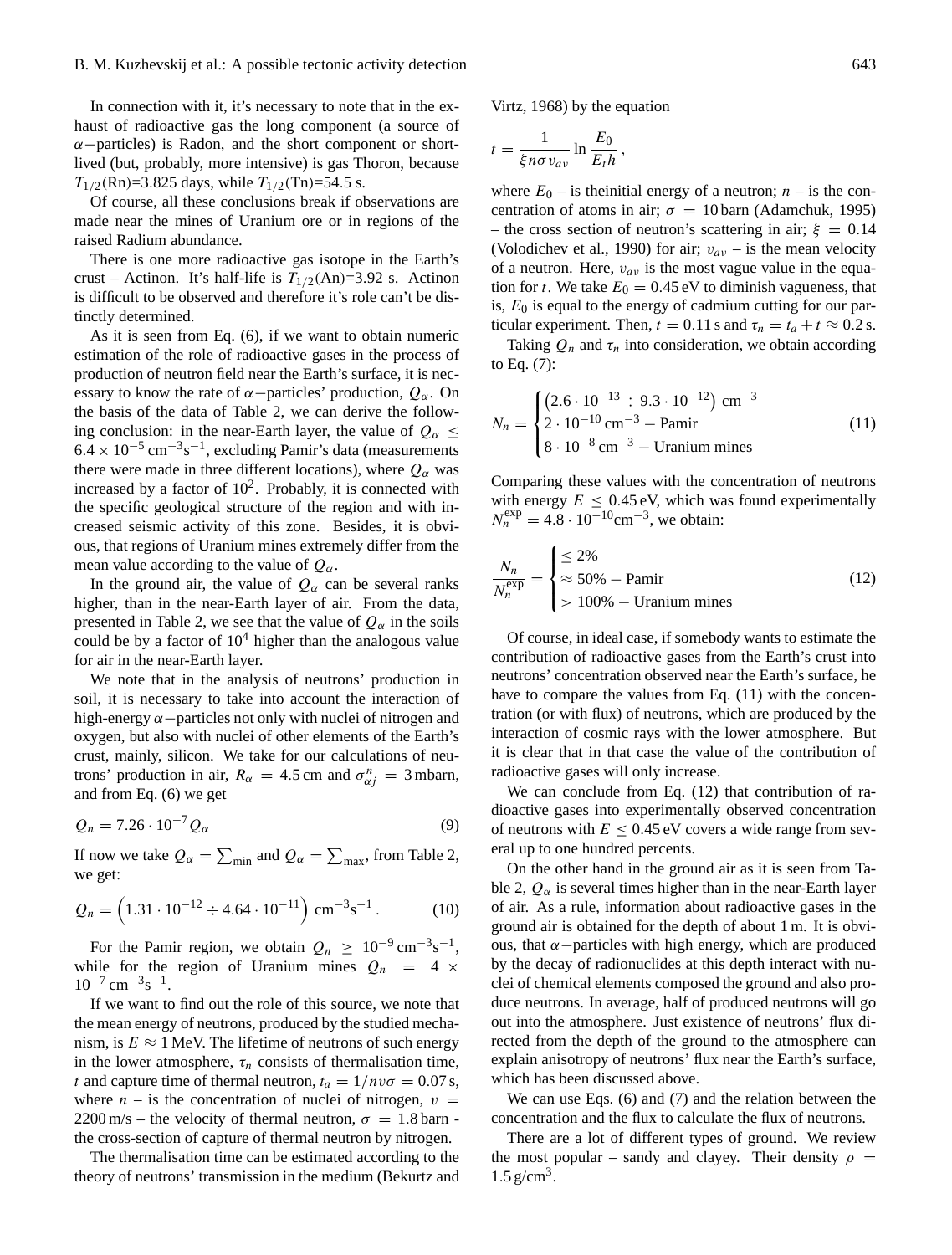In connection with it, it's necessary to note that in the exhaust of radioactive gas the long component (a source of $\alpha-$particles) is Radon, and the short component or short-lived (but, probably, more intensive) is gas Thoron, because $T_{1/2}$(Rn)=3.825 days, while $T_{1/2}$(Tn)=54.5 s.

Of course, all these conclusions break if observations are made near the mines of Uranium ore or in regions of the raised Radium abundance.

There is one more radioactive gas isotope in the Earth's crust – Actinon. It's half-life is $T_{1/2}$(An)=3.92 s. Actinon is difficult to be observed and therefore it's role can't be distinctly determined.

As it is seen from Eq. (6), if we want to obtain numeric estimation of the role of radioactive gases in the process of production of neutron field near the Earth's surface, it is necessary to know the rate of $\alpha-$particles' production, $Q_\alpha$. On the basis of the data of Table 2, we can derive the following conclusion: in the near-Earth layer, the value of $Q_\alpha \leq 6.4 \times 10^{-5}\,\text{cm}^{-3}\text{s}^{-1}$, excluding Pamir's data (measurements there were made in three different locations), where $Q_\alpha$ was increased by a factor of $10^2$. Probably, it is connected with the specific geological structure of the region and with increased seismic activity of this zone. Besides, it is obvious, that regions of Uranium mines extremely differ from the mean value according to the value of $Q_\alpha$.

In the ground air, the value of $Q_\alpha$ can be several ranks higher, than in the near-Earth layer of air. From the data, presented in Table 2, we see that the value of $Q_\alpha$ in the soils could be by a factor of $10^4$ higher than the analogous value for air in the near-Earth layer.

We note that in the analysis of neutrons' production in soil, it is necessary to take into account the interaction of high-energy $\alpha-$particles not only with nuclei of nitrogen and oxygen, but also with nuclei of other elements of the Earth's crust, mainly, silicon. We take for our calculations of neutrons' production in air, $R_\alpha = 4.5\,\text{cm}$ and $\sigma_{\alpha j}^{n} = 3\,\text{mbarn}$, and from Eq. (6) we get

$$Q_n = 7.26 \cdot 10^{-7} Q_\alpha \tag{9}$$

If now we take $Q_\alpha = \sum_{\text{min}}$ and $Q_\alpha = \sum_{\text{max}}$, from Table 2, we get:

$$Q_n = \left(1.31 \cdot 10^{-12} \div 4.64 \cdot 10^{-11}\right)\,\text{cm}^{-3}\text{s}^{-1}\,. \tag{10}$$

For the Pamir region, we obtain $Q_n \geq 10^{-9}\,\text{cm}^{-3}\text{s}^{-1}$, while for the region of Uranium mines $Q_n = 4 \times 10^{-7}\,\text{cm}^{-3}\text{s}^{-1}$.

If we want to find out the role of this source, we note that the mean energy of neutrons, produced by the studied mechanism, is $E \approx 1\,\text{MeV}$. The lifetime of neutrons of such energy in the lower atmosphere, $\tau_n$ consists of thermalisation time, $t$ and capture time of thermal neutron, $t_a = 1/nv\sigma = 0.07\,\text{s}$, where $n$ – is the concentration of nuclei of nitrogen, $v = 2200\,\text{m/s}$ – the velocity of thermal neutron, $\sigma = 1.8\,\text{barn}$ - the cross-section of capture of thermal neutron by nitrogen.

The thermalisation time can be estimated according to the theory of neutrons' transmission in the medium (Bekurtz and Virtz, 1968) by the equation

$$t = \frac{1}{\xi n \sigma v_{av}} \ln \frac{E_0}{E_t h}\,,$$

where $E_0$ – is theinitial energy of a neutron; $n$ – is the concentration of atoms in air; $\sigma = 10\,\text{barn}$ (Adamchuk, 1995) – the cross section of neutron's scattering in air; $\xi = 0.14$ (Volodichev et al., 1990) for air; $v_{av}$ – is the mean velocity of a neutron. Here, $v_{av}$ is the most vague value in the equation for $t$. We take $E_0 = 0.45\,\text{eV}$ to diminish vagueness, that is, $E_0$ is equal to the energy of cadmium cutting for our particular experiment. Then, $t = 0.11\,\text{s}$ and $\tau_n = t_a + t \approx 0.2\,\text{s}$.

Taking $Q_n$ and $\tau_n$ into consideration, we obtain according to Eq. (7):

$$N_n = \begin{cases} \left(2.6 \cdot 10^{-13} \div 9.3 \cdot 10^{-12}\right)\,\text{cm}^{-3} \\ 2 \cdot 10^{-10}\,\text{cm}^{-3} - \text{Pamir} \\ 8 \cdot 10^{-8}\,\text{cm}^{-3} - \text{Uranium mines} \end{cases} \tag{11}$$

Comparing these values with the concentration of neutrons with energy $E \leq 0.45\,\text{eV}$, which was found experimentally $N_n^{\text{exp}} = 4.8 \cdot 10^{-10}\text{cm}^{-3}$, we obtain:

$$\frac{N_n}{N_n^{\text{exp}}} = \begin{cases} \leq 2\% \\ \approx 50\% - \text{Pamir} \\ > 100\% - \text{Uranium mines} \end{cases} \tag{12}$$

Of course, in ideal case, if somebody wants to estimate the contribution of radioactive gases from the Earth's crust into neutrons' concentration observed near the Earth's surface, he have to compare the values from Eq. (11) with the concentration (or with flux) of neutrons, which are produced by the interaction of cosmic rays with the lower atmosphere. But it is clear that in that case the value of the contribution of radioactive gases will only increase.

We can conclude from Eq. (12) that contribution of radioactive gases into experimentally observed concentration of neutrons with $E \leq 0.45\,\text{eV}$ covers a wide range from several up to one hundred percents.

On the other hand in the ground air as it is seen from Table 2, $Q_\alpha$ is several times higher than in the near-Earth layer of air. As a rule, information about radioactive gases in the ground air is obtained for the depth of about 1 m. It is obvious, that $\alpha-$particles with high energy, which are produced by the decay of radionuclides at this depth interact with nuclei of chemical elements composed the ground and also produce neutrons. In average, half of produced neutrons will go out into the atmosphere. Just existence of neutrons' flux directed from the depth of the ground to the atmosphere can explain anisotropy of neutrons' flux near the Earth's surface, which has been discussed above.

We can use Eqs. (6) and (7) and the relation between the concentration and the flux to calculate the flux of neutrons.

There are a lot of different types of ground. We review the most popular – sandy and clayey. Their density $\rho = 1.5\,\text{g/cm}^3$.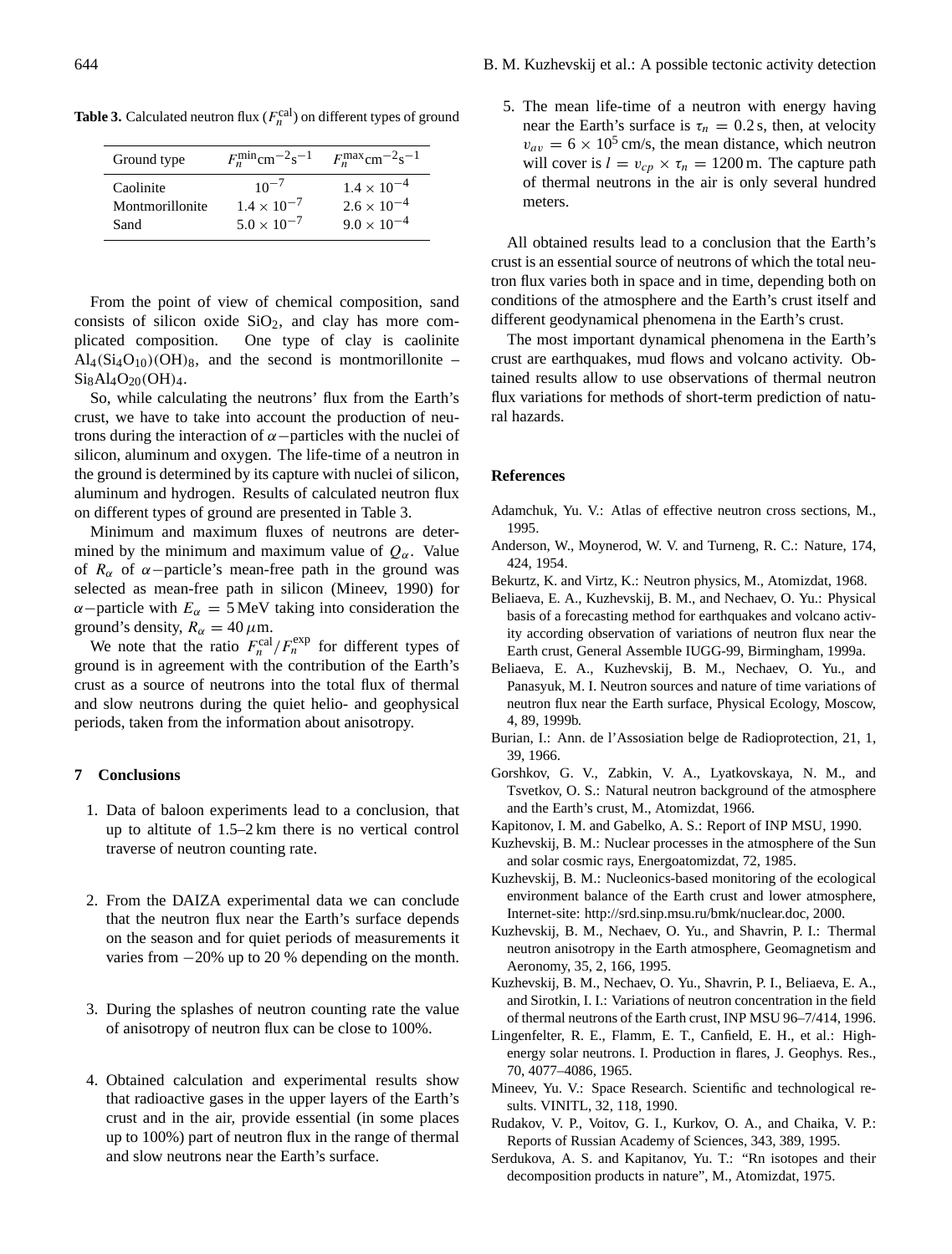**Table 3.** Calculated neutron flux ($F_n^{\rm cal}$) on different types of ground

| Ground type | $F_n^{\rm min}{\rm cm}^{-2}{\rm s}^{-1}$ | $F_n^{\rm max}{\rm cm}^{-2}{\rm s}^{-1}$ |
|---|---|---|
| Caolinite | $10^{-7}$ | $1.4 \times 10^{-4}$ |
| Montmorillonite | $1.4 \times 10^{-7}$ | $2.6 \times 10^{-4}$ |
| Sand | $5.0 \times 10^{-7}$ | $9.0 \times 10^{-4}$ |

From the point of view of chemical composition, sand consists of silicon oxide $SiO_2$, and clay has more complicated composition. One type of clay is caolinite $Al_4(Si_4O_{10})(OH)_8$, and the second is montmorillonite – $Si_8Al_4O_{20}(OH)_4$.

So, while calculating the neutrons' flux from the Earth's crust, we have to take into account the production of neutrons during the interaction of $\alpha-$particles with the nuclei of silicon, aluminum and oxygen. The life-time of a neutron in the ground is determined by its capture with nuclei of silicon, aluminum and hydrogen. Results of calculated neutron flux on different types of ground are presented in Table 3.

Minimum and maximum fluxes of neutrons are determined by the minimum and maximum value of $Q_\alpha$. Value of $R_\alpha$ of $\alpha-$particle's mean-free path in the ground was selected as mean-free path in silicon (Mineev, 1990) for $\alpha-$particle with $E_\alpha = 5$ MeV taking into consideration the ground's density, $R_\alpha = 40\,\mu$m.

We note that the ratio $F_n^{\rm cal}/F_n^{\rm exp}$ for different types of ground is in agreement with the contribution of the Earth's crust as a source of neutrons into the total flux of thermal and slow neutrons during the quiet helio- and geophysical periods, taken from the information about anisotropy.

## 7 Conclusions

1. Data of baloon experiments lead to a conclusion, that up to altitute of 1.5–2 km there is no vertical control traverse of neutron counting rate.

2. From the DAIZA experimental data we can conclude that the neutron flux near the Earth's surface depends on the season and for quiet periods of measurements it varies from −20% up to 20 % depending on the month.

3. During the splashes of neutron counting rate the value of anisotropy of neutron flux can be close to 100%.

4. Obtained calculation and experimental results show that radioactive gases in the upper layers of the Earth's crust and in the air, provide essential (in some places up to 100%) part of neutron flux in the range of thermal and slow neutrons near the Earth's surface.

5. The mean life-time of a neutron with energy having near the Earth's surface is $\tau_n = 0.2$ s, then, at velocity $v_{av} = 6 \times 10^5$ cm/s, the mean distance, which neutron will cover is $l = v_{cp} \times \tau_n = 1200$ m. The capture path of thermal neutrons in the air is only several hundred meters.

All obtained results lead to a conclusion that the Earth's crust is an essential source of neutrons of which the total neutron flux varies both in space and in time, depending both on conditions of the atmosphere and the Earth's crust itself and different geodynamical phenomena in the Earth's crust.

The most important dynamical phenomena in the Earth's crust are earthquakes, mud flows and volcano activity. Obtained results allow to use observations of thermal neutron flux variations for methods of short-term prediction of natural hazards.

## References

Adamchuk, Yu. V.: Atlas of effective neutron cross sections, M., 1995.

Anderson, W., Moynerod, W. V. and Turneng, R. C.: Nature, 174, 424, 1954.

Bekurtz, K. and Virtz, K.: Neutron physics, M., Atomizdat, 1968.

Beliaeva, E. A., Kuzhevskij, B. M., and Nechaev, O. Yu.: Physical basis of a forecasting method for earthquakes and volcano activity according observation of variations of neutron flux near the Earth crust, General Assemble IUGG-99, Birmingham, 1999a.

Beliaeva, E. A., Kuzhevskij, B. M., Nechaev, O. Yu., and Panasyuk, M. I. Neutron sources and nature of time variations of neutron flux near the Earth surface, Physical Ecology, Moscow, 4, 89, 1999b.

Burian, I.: Ann. de l'Assosiation belge de Radioprotection, 21, 1, 39, 1966.

Gorshkov, G. V., Zabkin, V. A., Lyatkovskaya, N. M., and Tsvetkov, O. S.: Natural neutron background of the atmosphere and the Earth's crust, M., Atomizdat, 1966.

Kapitonov, I. M. and Gabelko, A. S.: Report of INP MSU, 1990.

Kuzhevskij, B. M.: Nuclear processes in the atmosphere of the Sun and solar cosmic rays, Energoatomizdat, 72, 1985.

Kuzhevskij, B. M.: Nucleonics-based monitoring of the ecological environment balance of the Earth crust and lower atmosphere, Internet-site: http://srd.sinp.msu.ru/bmk/nuclear.doc, 2000.

Kuzhevskij, B. M., Nechaev, O. Yu., and Shavrin, P. I.: Thermal neutron anisotropy in the Earth atmosphere, Geomagnetism and Aeronomy, 35, 2, 166, 1995.

Kuzhevskij, B. M., Nechaev, O. Yu., Shavrin, P. I., Beliaeva, E. A., and Sirotkin, I. I.: Variations of neutron concentration in the field of thermal neutrons of the Earth crust, INP MSU 96–7/414, 1996.

Lingenfelter, R. E., Flamm, E. T., Canfield, E. H., et al.: High-energy solar neutrons. I. Production in flares, J. Geophys. Res., 70, 4077–4086, 1965.

Mineev, Yu. V.: Space Research. Scientific and technological results. VINITL, 32, 118, 1990.

Rudakov, V. P., Voitov, G. I., Kurkov, O. A., and Chaika, V. P.: Reports of Russian Academy of Sciences, 343, 389, 1995.

Serdukova, A. S. and Kapitanov, Yu. T.: "Rn isotopes and their decomposition products in nature", M., Atomizdat, 1975.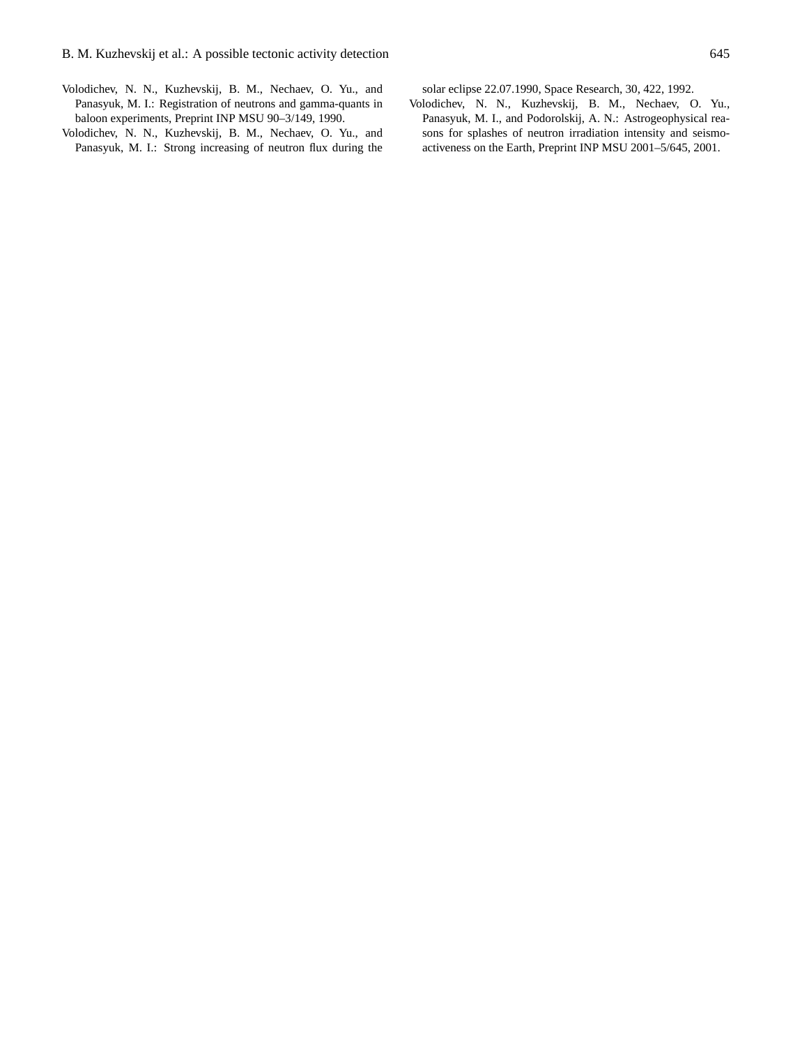Volodichev, N. N., Kuzhevskij, B. M., Nechaev, O. Yu., and Panasyuk, M. I.: Registration of neutrons and gamma-quants in baloon experiments, Preprint INP MSU 90–3/149, 1990.

Volodichev, N. N., Kuzhevskij, B. M., Nechaev, O. Yu., and Panasyuk, M. I.: Strong increasing of neutron flux during the solar eclipse 22.07.1990, Space Research, 30, 422, 1992.

Volodichev, N. N., Kuzhevskij, B. M., Nechaev, O. Yu., Panasyuk, M. I., and Podorolskij, A. N.: Astrogeophysical reasons for splashes of neutron irradiation intensity and seismoactiveness on the Earth, Preprint INP MSU 2001–5/645, 2001.